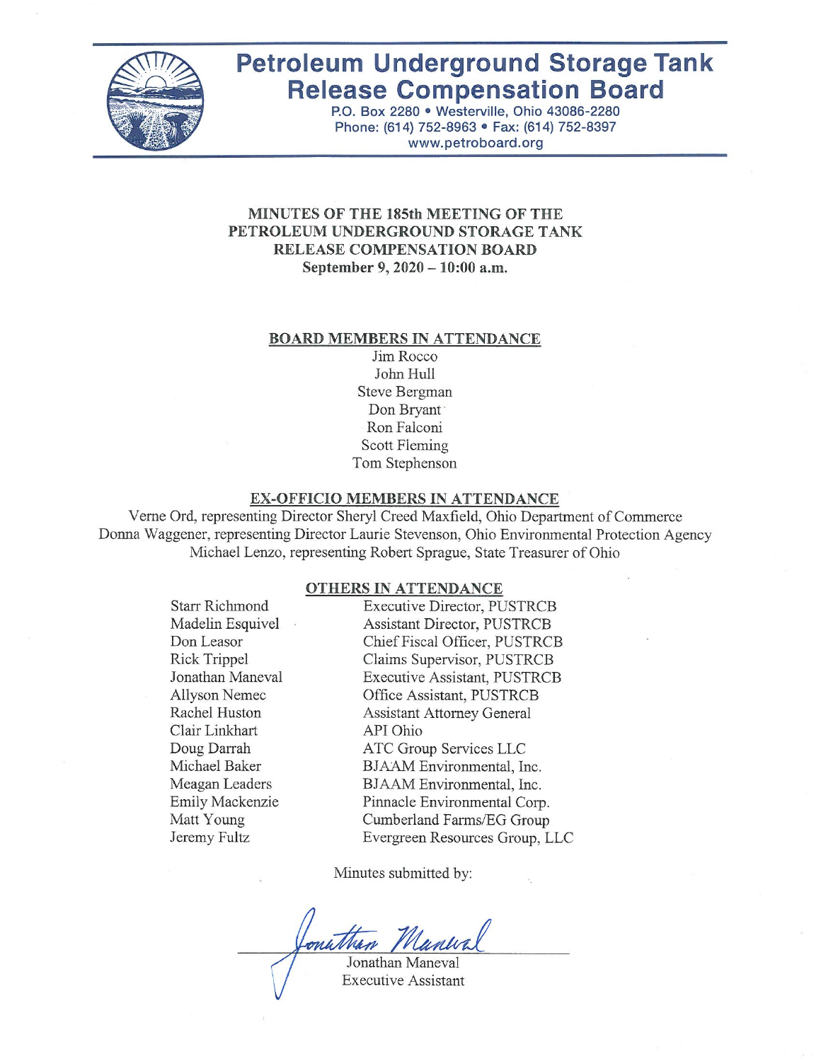# Petroleum Underground Storage Tank Release Compensation Board

P.O. Box 2280 • Westerville, Ohio 43086-2280
Phone: (614) 752-8963 • Fax: (614) 752-8397
www.petroboard.org

## MINUTES OF THE 185th MEETING OF THE PETROLEUM UNDERGROUND STORAGE TANK RELEASE COMPENSATION BOARD

**September 9, 2020 – 10:00 a.m.**

### BOARD MEMBERS IN ATTENDANCE

Jim Rocco
John Hull
Steve Bergman
Don Bryant
Ron Falconi
Scott Fleming
Tom Stephenson

### EX-OFFICIO MEMBERS IN ATTENDANCE

Verne Ord, representing Director Sheryl Creed Maxfield, Ohio Department of Commerce
Donna Waggener, representing Director Laurie Stevenson, Ohio Environmental Protection Agency
Michael Lenzo, representing Robert Sprague, State Treasurer of Ohio

### OTHERS IN ATTENDANCE

| Name | Affiliation |
| --- | --- |
| Starr Richmond | Executive Director, PUSTRCB |
| Madelin Esquivel | Assistant Director, PUSTRCB |
| Don Leasor | Chief Fiscal Officer, PUSTRCB |
| Rick Trippel | Claims Supervisor, PUSTRCB |
| Jonathan Maneval | Executive Assistant, PUSTRCB |
| Allyson Nemec | Office Assistant, PUSTRCB |
| Rachel Huston | Assistant Attorney General |
| Clair Linkhart | API Ohio |
| Doug Darrah | ATC Group Services LLC |
| Michael Baker | BJAAM Environmental, Inc. |
| Meagan Leaders | BJAAM Environmental, Inc. |
| Emily Mackenzie | Pinnacle Environmental Corp. |
| Matt Young | Cumberland Farms/EG Group |
| Jeremy Fultz | Evergreen Resources Group, LLC |

Minutes submitted by:

Jonathan Maneval
Executive Assistant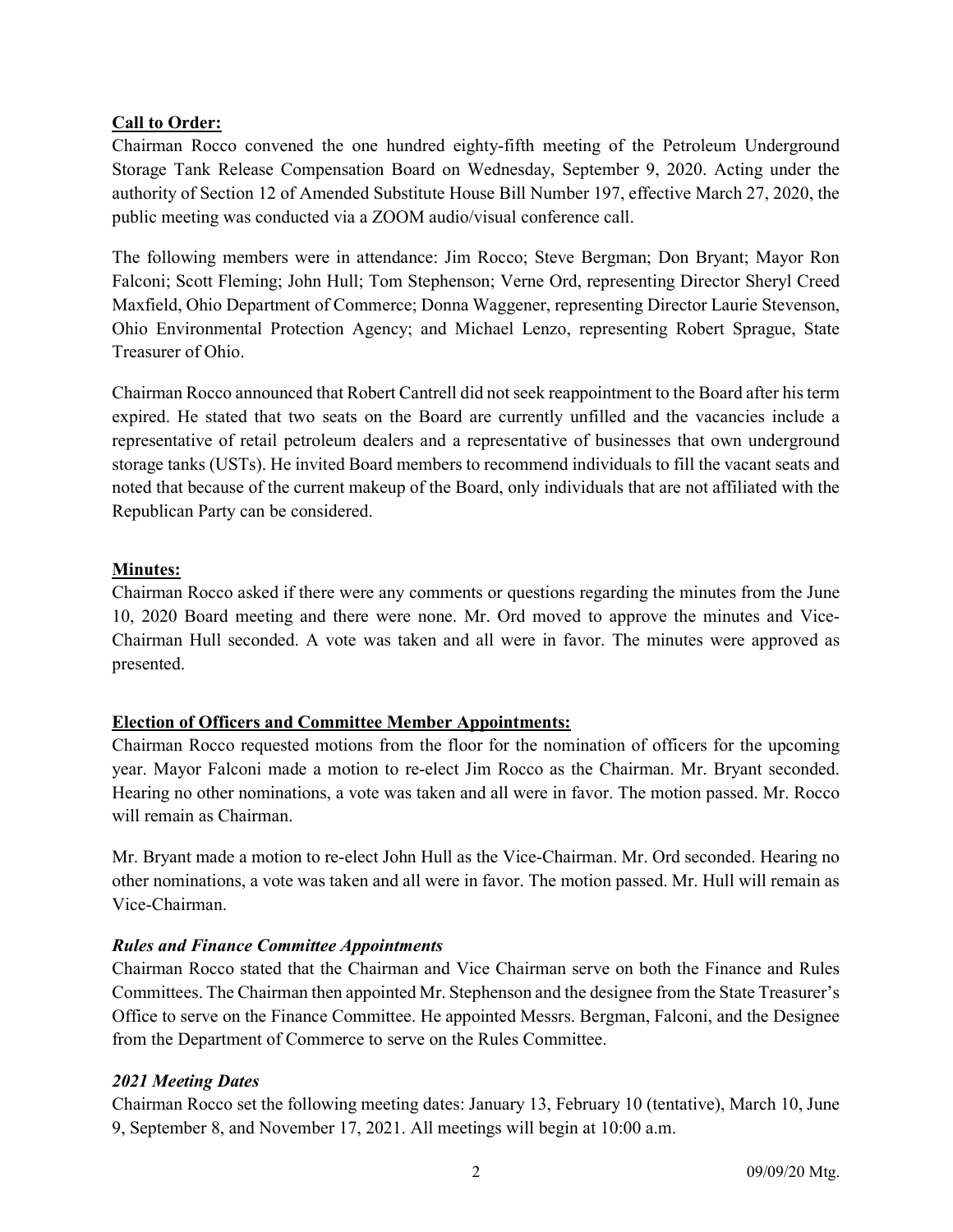**Call to Order:**

Chairman Rocco convened the one hundred eighty-fifth meeting of the Petroleum Underground Storage Tank Release Compensation Board on Wednesday, September 9, 2020. Acting under the authority of Section 12 of Amended Substitute House Bill Number 197, effective March 27, 2020, the public meeting was conducted via a ZOOM audio/visual conference call.

The following members were in attendance: Jim Rocco; Steve Bergman; Don Bryant; Mayor Ron Falconi; Scott Fleming; John Hull; Tom Stephenson; Verne Ord, representing Director Sheryl Creed Maxfield, Ohio Department of Commerce; Donna Waggener, representing Director Laurie Stevenson, Ohio Environmental Protection Agency; and Michael Lenzo, representing Robert Sprague, State Treasurer of Ohio.

Chairman Rocco announced that Robert Cantrell did not seek reappointment to the Board after his term expired. He stated that two seats on the Board are currently unfilled and the vacancies include a representative of retail petroleum dealers and a representative of businesses that own underground storage tanks (USTs). He invited Board members to recommend individuals to fill the vacant seats and noted that because of the current makeup of the Board, only individuals that are not affiliated with the Republican Party can be considered.

**Minutes:**

Chairman Rocco asked if there were any comments or questions regarding the minutes from the June 10, 2020 Board meeting and there were none. Mr. Ord moved to approve the minutes and Vice-Chairman Hull seconded. A vote was taken and all were in favor. The minutes were approved as presented.

**Election of Officers and Committee Member Appointments:**

Chairman Rocco requested motions from the floor for the nomination of officers for the upcoming year. Mayor Falconi made a motion to re-elect Jim Rocco as the Chairman. Mr. Bryant seconded. Hearing no other nominations, a vote was taken and all were in favor. The motion passed. Mr. Rocco will remain as Chairman.

Mr. Bryant made a motion to re-elect John Hull as the Vice-Chairman. Mr. Ord seconded. Hearing no other nominations, a vote was taken and all were in favor. The motion passed. Mr. Hull will remain as Vice-Chairman.

***Rules and Finance Committee Appointments***

Chairman Rocco stated that the Chairman and Vice Chairman serve on both the Finance and Rules Committees. The Chairman then appointed Mr. Stephenson and the designee from the State Treasurer's Office to serve on the Finance Committee. He appointed Messrs. Bergman, Falconi, and the Designee from the Department of Commerce to serve on the Rules Committee.

***2021 Meeting Dates***

Chairman Rocco set the following meeting dates: January 13, February 10 (tentative), March 10, June 9, September 8, and November 17, 2021. All meetings will begin at 10:00 a.m.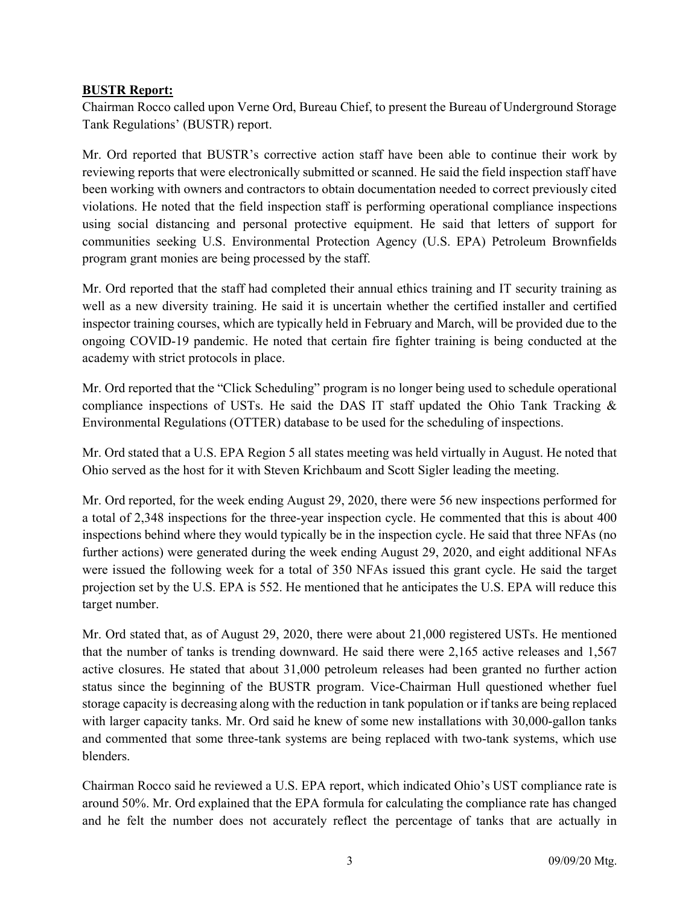**BUSTR Report:**

Chairman Rocco called upon Verne Ord, Bureau Chief, to present the Bureau of Underground Storage Tank Regulations' (BUSTR) report.

Mr. Ord reported that BUSTR's corrective action staff have been able to continue their work by reviewing reports that were electronically submitted or scanned. He said the field inspection staff have been working with owners and contractors to obtain documentation needed to correct previously cited violations. He noted that the field inspection staff is performing operational compliance inspections using social distancing and personal protective equipment. He said that letters of support for communities seeking U.S. Environmental Protection Agency (U.S. EPA) Petroleum Brownfields program grant monies are being processed by the staff.

Mr. Ord reported that the staff had completed their annual ethics training and IT security training as well as a new diversity training. He said it is uncertain whether the certified installer and certified inspector training courses, which are typically held in February and March, will be provided due to the ongoing COVID-19 pandemic. He noted that certain fire fighter training is being conducted at the academy with strict protocols in place.

Mr. Ord reported that the "Click Scheduling" program is no longer being used to schedule operational compliance inspections of USTs. He said the DAS IT staff updated the Ohio Tank Tracking & Environmental Regulations (OTTER) database to be used for the scheduling of inspections.

Mr. Ord stated that a U.S. EPA Region 5 all states meeting was held virtually in August. He noted that Ohio served as the host for it with Steven Krichbaum and Scott Sigler leading the meeting.

Mr. Ord reported, for the week ending August 29, 2020, there were 56 new inspections performed for a total of 2,348 inspections for the three-year inspection cycle. He commented that this is about 400 inspections behind where they would typically be in the inspection cycle. He said that three NFAs (no further actions) were generated during the week ending August 29, 2020, and eight additional NFAs were issued the following week for a total of 350 NFAs issued this grant cycle. He said the target projection set by the U.S. EPA is 552. He mentioned that he anticipates the U.S. EPA will reduce this target number.

Mr. Ord stated that, as of August 29, 2020, there were about 21,000 registered USTs. He mentioned that the number of tanks is trending downward. He said there were 2,165 active releases and 1,567 active closures. He stated that about 31,000 petroleum releases had been granted no further action status since the beginning of the BUSTR program. Vice-Chairman Hull questioned whether fuel storage capacity is decreasing along with the reduction in tank population or if tanks are being replaced with larger capacity tanks. Mr. Ord said he knew of some new installations with 30,000-gallon tanks and commented that some three-tank systems are being replaced with two-tank systems, which use blenders.

Chairman Rocco said he reviewed a U.S. EPA report, which indicated Ohio's UST compliance rate is around 50%. Mr. Ord explained that the EPA formula for calculating the compliance rate has changed and he felt the number does not accurately reflect the percentage of tanks that are actually in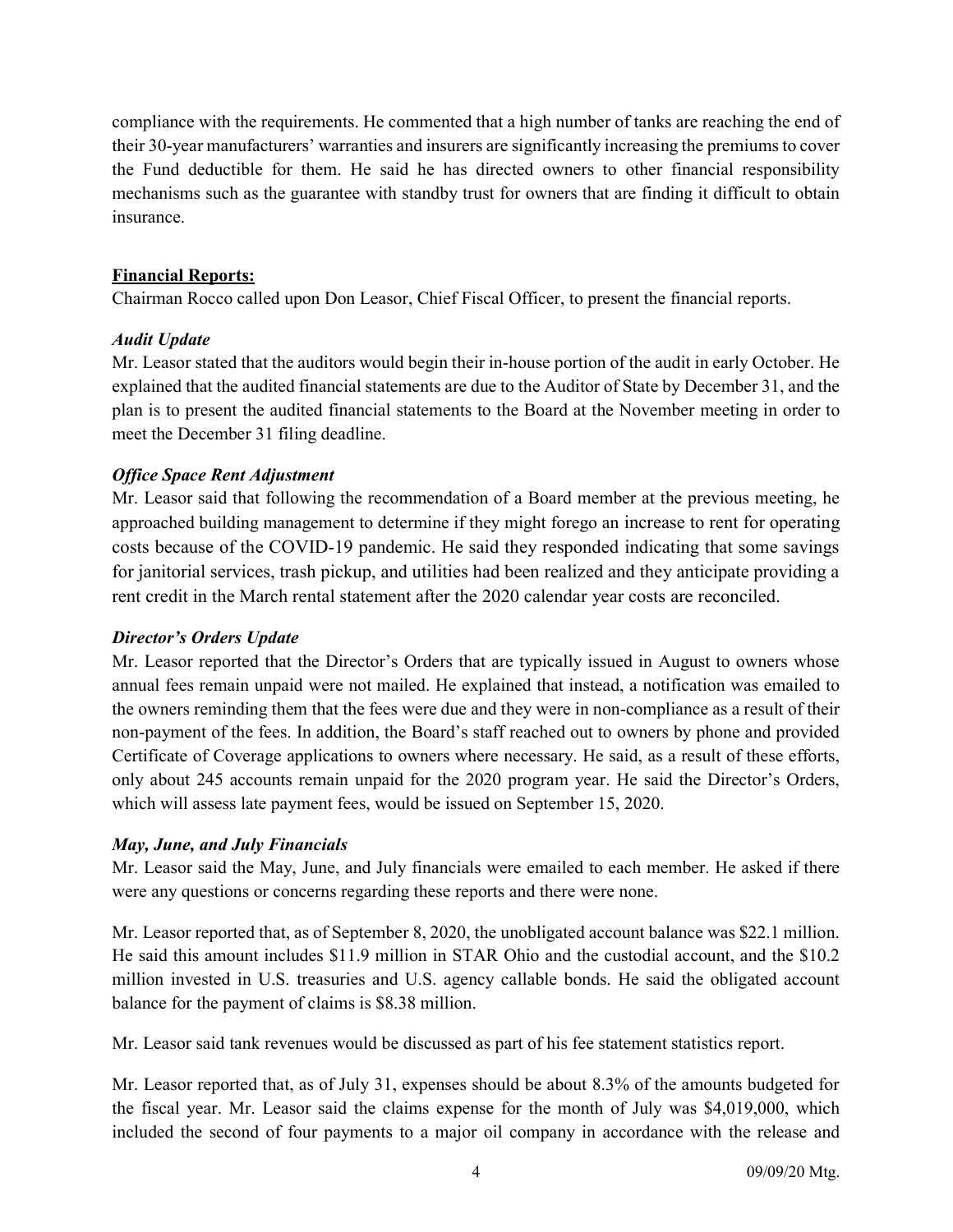compliance with the requirements. He commented that a high number of tanks are reaching the end of their 30-year manufacturers' warranties and insurers are significantly increasing the premiums to cover the Fund deductible for them. He said he has directed owners to other financial responsibility mechanisms such as the guarantee with standby trust for owners that are finding it difficult to obtain insurance.

**Financial Reports:**

Chairman Rocco called upon Don Leasor, Chief Fiscal Officer, to present the financial reports.

***Audit Update***

Mr. Leasor stated that the auditors would begin their in-house portion of the audit in early October. He explained that the audited financial statements are due to the Auditor of State by December 31, and the plan is to present the audited financial statements to the Board at the November meeting in order to meet the December 31 filing deadline.

***Office Space Rent Adjustment***

Mr. Leasor said that following the recommendation of a Board member at the previous meeting, he approached building management to determine if they might forego an increase to rent for operating costs because of the COVID-19 pandemic. He said they responded indicating that some savings for janitorial services, trash pickup, and utilities had been realized and they anticipate providing a rent credit in the March rental statement after the 2020 calendar year costs are reconciled.

***Director's Orders Update***

Mr. Leasor reported that the Director's Orders that are typically issued in August to owners whose annual fees remain unpaid were not mailed. He explained that instead, a notification was emailed to the owners reminding them that the fees were due and they were in non-compliance as a result of their non-payment of the fees. In addition, the Board's staff reached out to owners by phone and provided Certificate of Coverage applications to owners where necessary. He said, as a result of these efforts, only about 245 accounts remain unpaid for the 2020 program year. He said the Director's Orders, which will assess late payment fees, would be issued on September 15, 2020.

***May, June, and July Financials***

Mr. Leasor said the May, June, and July financials were emailed to each member. He asked if there were any questions or concerns regarding these reports and there were none.

Mr. Leasor reported that, as of September 8, 2020, the unobligated account balance was $22.1 million. He said this amount includes $11.9 million in STAR Ohio and the custodial account, and the $10.2 million invested in U.S. treasuries and U.S. agency callable bonds. He said the obligated account balance for the payment of claims is $8.38 million.

Mr. Leasor said tank revenues would be discussed as part of his fee statement statistics report.

Mr. Leasor reported that, as of July 31, expenses should be about 8.3% of the amounts budgeted for the fiscal year. Mr. Leasor said the claims expense for the month of July was $4,019,000, which included the second of four payments to a major oil company in accordance with the release and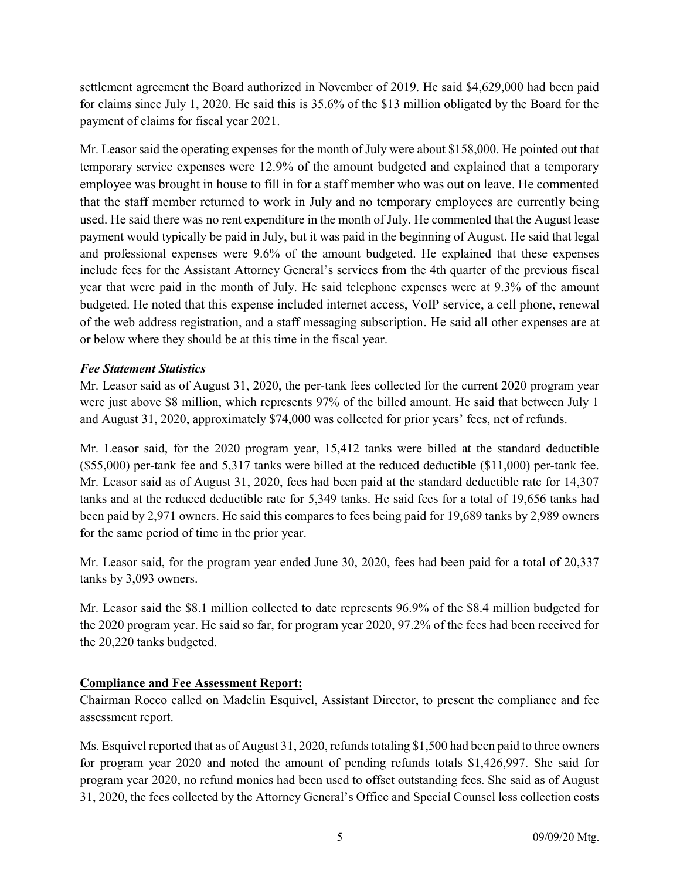settlement agreement the Board authorized in November of 2019. He said $4,629,000 had been paid for claims since July 1, 2020. He said this is 35.6% of the $13 million obligated by the Board for the payment of claims for fiscal year 2021.

Mr. Leasor said the operating expenses for the month of July were about $158,000. He pointed out that temporary service expenses were 12.9% of the amount budgeted and explained that a temporary employee was brought in house to fill in for a staff member who was out on leave. He commented that the staff member returned to work in July and no temporary employees are currently being used. He said there was no rent expenditure in the month of July. He commented that the August lease payment would typically be paid in July, but it was paid in the beginning of August. He said that legal and professional expenses were 9.6% of the amount budgeted. He explained that these expenses include fees for the Assistant Attorney General's services from the 4th quarter of the previous fiscal year that were paid in the month of July. He said telephone expenses were at 9.3% of the amount budgeted. He noted that this expense included internet access, VoIP service, a cell phone, renewal of the web address registration, and a staff messaging subscription. He said all other expenses are at or below where they should be at this time in the fiscal year.

***Fee Statement Statistics***

Mr. Leasor said as of August 31, 2020, the per-tank fees collected for the current 2020 program year were just above $8 million, which represents 97% of the billed amount. He said that between July 1 and August 31, 2020, approximately $74,000 was collected for prior years' fees, net of refunds.

Mr. Leasor said, for the 2020 program year, 15,412 tanks were billed at the standard deductible ($55,000) per-tank fee and 5,317 tanks were billed at the reduced deductible ($11,000) per-tank fee. Mr. Leasor said as of August 31, 2020, fees had been paid at the standard deductible rate for 14,307 tanks and at the reduced deductible rate for 5,349 tanks. He said fees for a total of 19,656 tanks had been paid by 2,971 owners. He said this compares to fees being paid for 19,689 tanks by 2,989 owners for the same period of time in the prior year.

Mr. Leasor said, for the program year ended June 30, 2020, fees had been paid for a total of 20,337 tanks by 3,093 owners.

Mr. Leasor said the $8.1 million collected to date represents 96.9% of the $8.4 million budgeted for the 2020 program year. He said so far, for program year 2020, 97.2% of the fees had been received for the 20,220 tanks budgeted.

**Compliance and Fee Assessment Report:**

Chairman Rocco called on Madelin Esquivel, Assistant Director, to present the compliance and fee assessment report.

Ms. Esquivel reported that as of August 31, 2020, refunds totaling $1,500 had been paid to three owners for program year 2020 and noted the amount of pending refunds totals $1,426,997. She said for program year 2020, no refund monies had been used to offset outstanding fees. She said as of August 31, 2020, the fees collected by the Attorney General's Office and Special Counsel less collection costs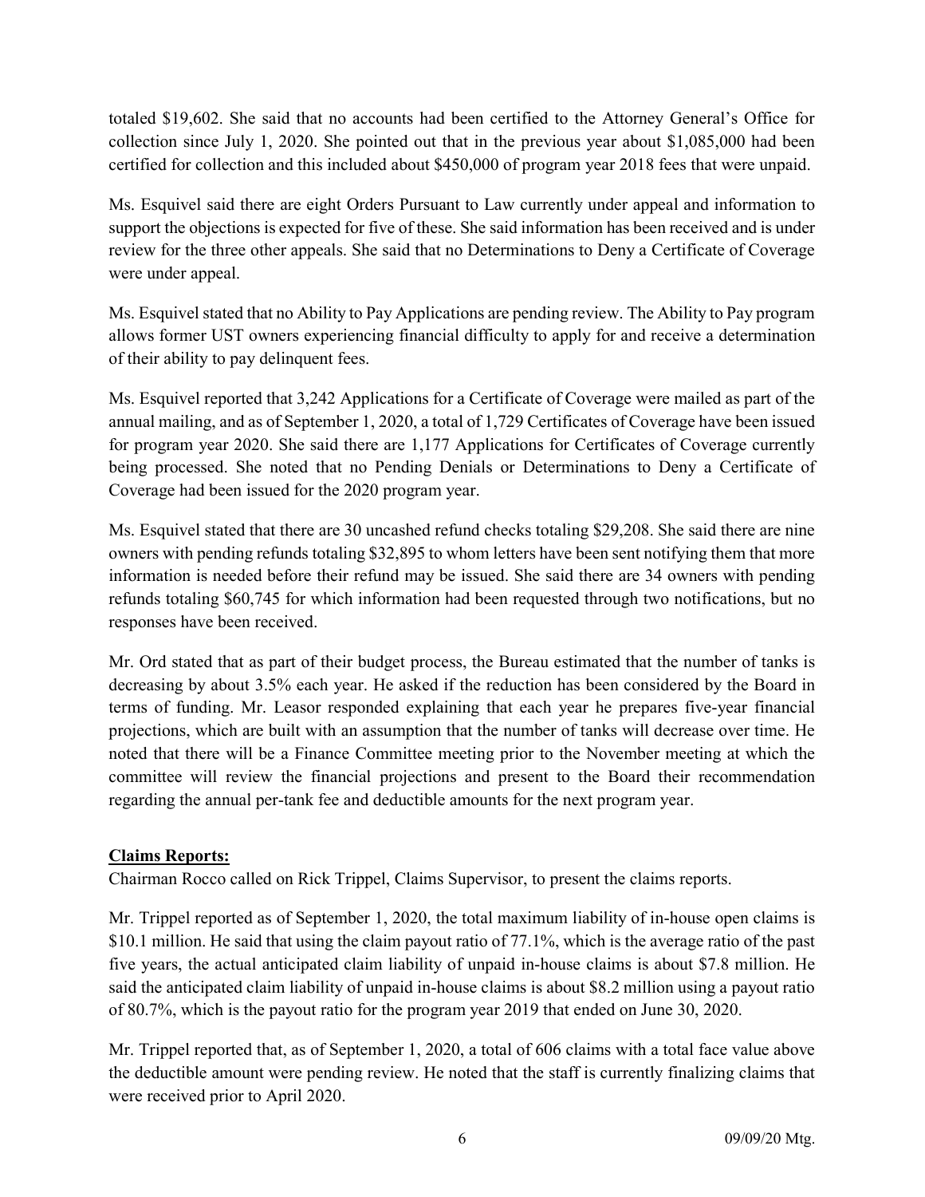totaled $19,602. She said that no accounts had been certified to the Attorney General's Office for collection since July 1, 2020. She pointed out that in the previous year about $1,085,000 had been certified for collection and this included about $450,000 of program year 2018 fees that were unpaid.

Ms. Esquivel said there are eight Orders Pursuant to Law currently under appeal and information to support the objections is expected for five of these. She said information has been received and is under review for the three other appeals. She said that no Determinations to Deny a Certificate of Coverage were under appeal.

Ms. Esquivel stated that no Ability to Pay Applications are pending review. The Ability to Pay program allows former UST owners experiencing financial difficulty to apply for and receive a determination of their ability to pay delinquent fees.

Ms. Esquivel reported that 3,242 Applications for a Certificate of Coverage were mailed as part of the annual mailing, and as of September 1, 2020, a total of 1,729 Certificates of Coverage have been issued for program year 2020. She said there are 1,177 Applications for Certificates of Coverage currently being processed. She noted that no Pending Denials or Determinations to Deny a Certificate of Coverage had been issued for the 2020 program year.

Ms. Esquivel stated that there are 30 uncashed refund checks totaling $29,208. She said there are nine owners with pending refunds totaling $32,895 to whom letters have been sent notifying them that more information is needed before their refund may be issued. She said there are 34 owners with pending refunds totaling $60,745 for which information had been requested through two notifications, but no responses have been received.

Mr. Ord stated that as part of their budget process, the Bureau estimated that the number of tanks is decreasing by about 3.5% each year. He asked if the reduction has been considered by the Board in terms of funding. Mr. Leasor responded explaining that each year he prepares five-year financial projections, which are built with an assumption that the number of tanks will decrease over time. He noted that there will be a Finance Committee meeting prior to the November meeting at which the committee will review the financial projections and present to the Board their recommendation regarding the annual per-tank fee and deductible amounts for the next program year.

**Claims Reports:**

Chairman Rocco called on Rick Trippel, Claims Supervisor, to present the claims reports.

Mr. Trippel reported as of September 1, 2020, the total maximum liability of in-house open claims is $10.1 million. He said that using the claim payout ratio of 77.1%, which is the average ratio of the past five years, the actual anticipated claim liability of unpaid in-house claims is about $7.8 million. He said the anticipated claim liability of unpaid in-house claims is about $8.2 million using a payout ratio of 80.7%, which is the payout ratio for the program year 2019 that ended on June 30, 2020.

Mr. Trippel reported that, as of September 1, 2020, a total of 606 claims with a total face value above the deductible amount were pending review. He noted that the staff is currently finalizing claims that were received prior to April 2020.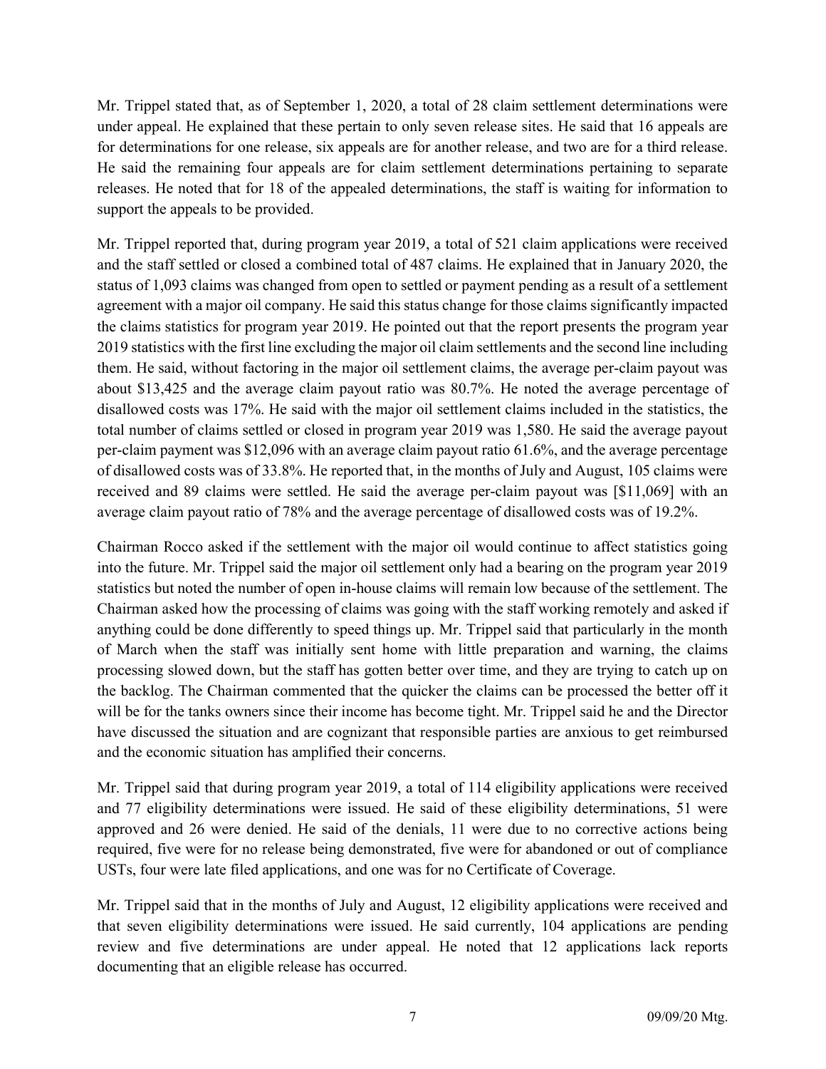Mr. Trippel stated that, as of September 1, 2020, a total of 28 claim settlement determinations were under appeal. He explained that these pertain to only seven release sites. He said that 16 appeals are for determinations for one release, six appeals are for another release, and two are for a third release. He said the remaining four appeals are for claim settlement determinations pertaining to separate releases. He noted that for 18 of the appealed determinations, the staff is waiting for information to support the appeals to be provided.

Mr. Trippel reported that, during program year 2019, a total of 521 claim applications were received and the staff settled or closed a combined total of 487 claims. He explained that in January 2020, the status of 1,093 claims was changed from open to settled or payment pending as a result of a settlement agreement with a major oil company. He said this status change for those claims significantly impacted the claims statistics for program year 2019. He pointed out that the report presents the program year 2019 statistics with the first line excluding the major oil claim settlements and the second line including them. He said, without factoring in the major oil settlement claims, the average per-claim payout was about $13,425 and the average claim payout ratio was 80.7%. He noted the average percentage of disallowed costs was 17%. He said with the major oil settlement claims included in the statistics, the total number of claims settled or closed in program year 2019 was 1,580. He said the average payout per-claim payment was $12,096 with an average claim payout ratio 61.6%, and the average percentage of disallowed costs was of 33.8%. He reported that, in the months of July and August, 105 claims were received and 89 claims were settled. He said the average per-claim payout was [$11,069] with an average claim payout ratio of 78% and the average percentage of disallowed costs was of 19.2%.

Chairman Rocco asked if the settlement with the major oil would continue to affect statistics going into the future. Mr. Trippel said the major oil settlement only had a bearing on the program year 2019 statistics but noted the number of open in-house claims will remain low because of the settlement. The Chairman asked how the processing of claims was going with the staff working remotely and asked if anything could be done differently to speed things up. Mr. Trippel said that particularly in the month of March when the staff was initially sent home with little preparation and warning, the claims processing slowed down, but the staff has gotten better over time, and they are trying to catch up on the backlog. The Chairman commented that the quicker the claims can be processed the better off it will be for the tanks owners since their income has become tight. Mr. Trippel said he and the Director have discussed the situation and are cognizant that responsible parties are anxious to get reimbursed and the economic situation has amplified their concerns.

Mr. Trippel said that during program year 2019, a total of 114 eligibility applications were received and 77 eligibility determinations were issued. He said of these eligibility determinations, 51 were approved and 26 were denied. He said of the denials, 11 were due to no corrective actions being required, five were for no release being demonstrated, five were for abandoned or out of compliance USTs, four were late filed applications, and one was for no Certificate of Coverage.

Mr. Trippel said that in the months of July and August, 12 eligibility applications were received and that seven eligibility determinations were issued. He said currently, 104 applications are pending review and five determinations are under appeal. He noted that 12 applications lack reports documenting that an eligible release has occurred.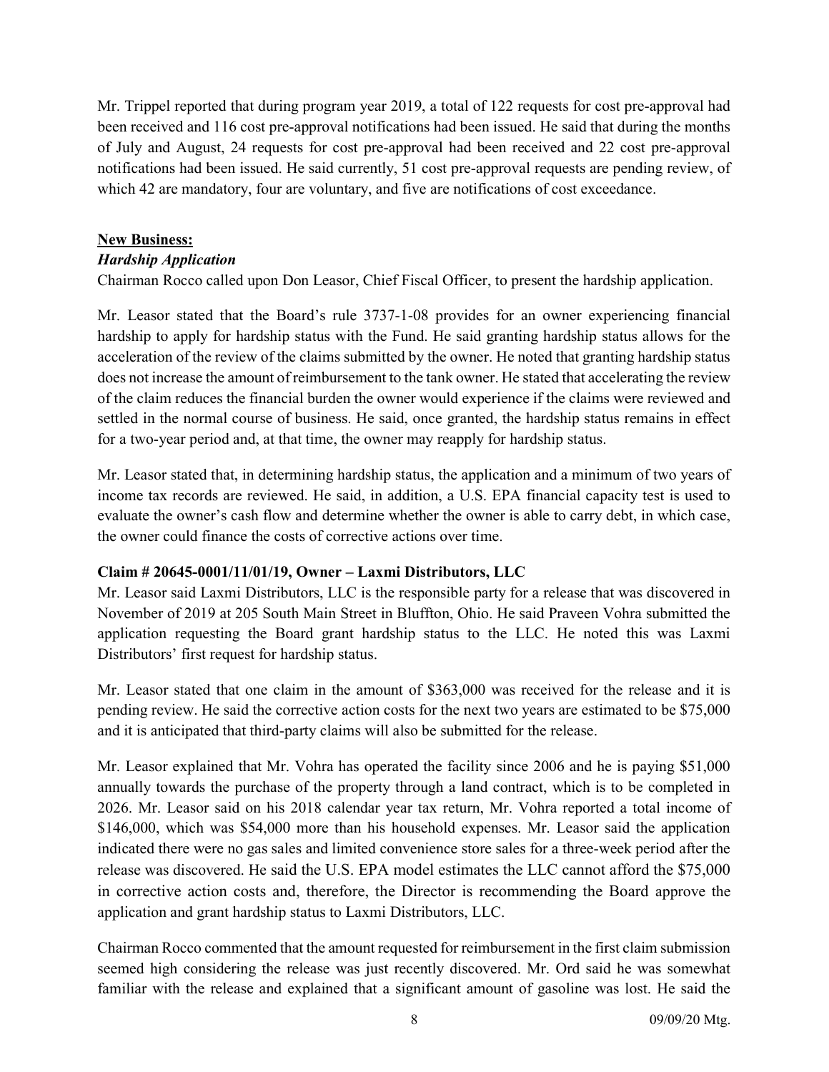Mr. Trippel reported that during program year 2019, a total of 122 requests for cost pre-approval had been received and 116 cost pre-approval notifications had been issued. He said that during the months of July and August, 24 requests for cost pre-approval had been received and 22 cost pre-approval notifications had been issued. He said currently, 51 cost pre-approval requests are pending review, of which 42 are mandatory, four are voluntary, and five are notifications of cost exceedance.

## New Business:

### *Hardship Application*

Chairman Rocco called upon Don Leasor, Chief Fiscal Officer, to present the hardship application.

Mr. Leasor stated that the Board's rule 3737-1-08 provides for an owner experiencing financial hardship to apply for hardship status with the Fund. He said granting hardship status allows for the acceleration of the review of the claims submitted by the owner. He noted that granting hardship status does not increase the amount of reimbursement to the tank owner. He stated that accelerating the review of the claim reduces the financial burden the owner would experience if the claims were reviewed and settled in the normal course of business. He said, once granted, the hardship status remains in effect for a two-year period and, at that time, the owner may reapply for hardship status.

Mr. Leasor stated that, in determining hardship status, the application and a minimum of two years of income tax records are reviewed. He said, in addition, a U.S. EPA financial capacity test is used to evaluate the owner's cash flow and determine whether the owner is able to carry debt, in which case, the owner could finance the costs of corrective actions over time.

**Claim # 20645-0001/11/01/19, Owner – Laxmi Distributors, LLC**

Mr. Leasor said Laxmi Distributors, LLC is the responsible party for a release that was discovered in November of 2019 at 205 South Main Street in Bluffton, Ohio. He said Praveen Vohra submitted the application requesting the Board grant hardship status to the LLC. He noted this was Laxmi Distributors' first request for hardship status.

Mr. Leasor stated that one claim in the amount of $363,000 was received for the release and it is pending review. He said the corrective action costs for the next two years are estimated to be $75,000 and it is anticipated that third-party claims will also be submitted for the release.

Mr. Leasor explained that Mr. Vohra has operated the facility since 2006 and he is paying $51,000 annually towards the purchase of the property through a land contract, which is to be completed in 2026. Mr. Leasor said on his 2018 calendar year tax return, Mr. Vohra reported a total income of $146,000, which was $54,000 more than his household expenses. Mr. Leasor said the application indicated there were no gas sales and limited convenience store sales for a three-week period after the release was discovered. He said the U.S. EPA model estimates the LLC cannot afford the $75,000 in corrective action costs and, therefore, the Director is recommending the Board approve the application and grant hardship status to Laxmi Distributors, LLC.

Chairman Rocco commented that the amount requested for reimbursement in the first claim submission seemed high considering the release was just recently discovered. Mr. Ord said he was somewhat familiar with the release and explained that a significant amount of gasoline was lost. He said the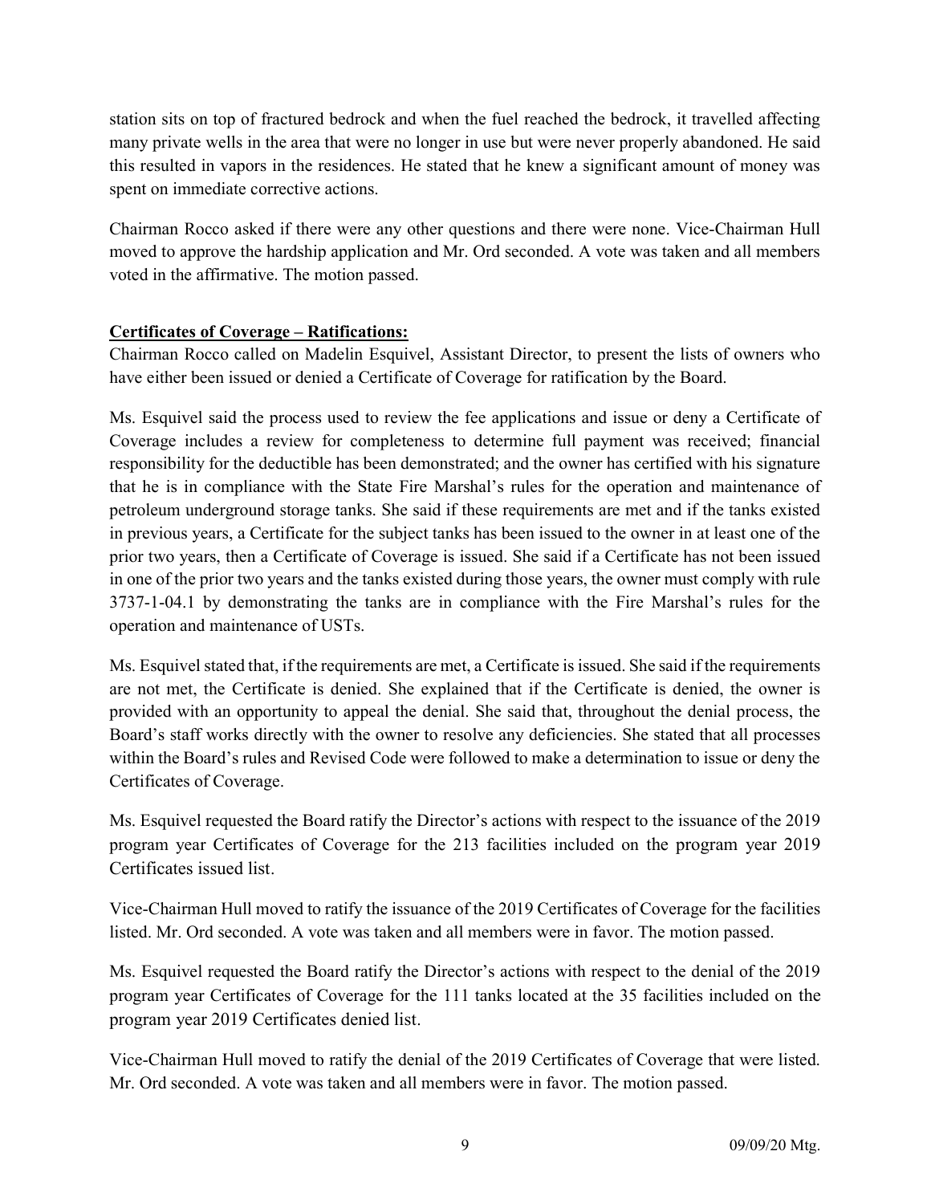station sits on top of fractured bedrock and when the fuel reached the bedrock, it travelled affecting many private wells in the area that were no longer in use but were never properly abandoned. He said this resulted in vapors in the residences. He stated that he knew a significant amount of money was spent on immediate corrective actions.

Chairman Rocco asked if there were any other questions and there were none. Vice-Chairman Hull moved to approve the hardship application and Mr. Ord seconded. A vote was taken and all members voted in the affirmative. The motion passed.

**Certificates of Coverage – Ratifications:**

Chairman Rocco called on Madelin Esquivel, Assistant Director, to present the lists of owners who have either been issued or denied a Certificate of Coverage for ratification by the Board.

Ms. Esquivel said the process used to review the fee applications and issue or deny a Certificate of Coverage includes a review for completeness to determine full payment was received; financial responsibility for the deductible has been demonstrated; and the owner has certified with his signature that he is in compliance with the State Fire Marshal's rules for the operation and maintenance of petroleum underground storage tanks. She said if these requirements are met and if the tanks existed in previous years, a Certificate for the subject tanks has been issued to the owner in at least one of the prior two years, then a Certificate of Coverage is issued. She said if a Certificate has not been issued in one of the prior two years and the tanks existed during those years, the owner must comply with rule 3737-1-04.1 by demonstrating the tanks are in compliance with the Fire Marshal's rules for the operation and maintenance of USTs.

Ms. Esquivel stated that, if the requirements are met, a Certificate is issued. She said if the requirements are not met, the Certificate is denied. She explained that if the Certificate is denied, the owner is provided with an opportunity to appeal the denial. She said that, throughout the denial process, the Board's staff works directly with the owner to resolve any deficiencies. She stated that all processes within the Board's rules and Revised Code were followed to make a determination to issue or deny the Certificates of Coverage.

Ms. Esquivel requested the Board ratify the Director's actions with respect to the issuance of the 2019 program year Certificates of Coverage for the 213 facilities included on the program year 2019 Certificates issued list.

Vice-Chairman Hull moved to ratify the issuance of the 2019 Certificates of Coverage for the facilities listed. Mr. Ord seconded. A vote was taken and all members were in favor. The motion passed.

Ms. Esquivel requested the Board ratify the Director's actions with respect to the denial of the 2019 program year Certificates of Coverage for the 111 tanks located at the 35 facilities included on the program year 2019 Certificates denied list.

Vice-Chairman Hull moved to ratify the denial of the 2019 Certificates of Coverage that were listed. Mr. Ord seconded. A vote was taken and all members were in favor. The motion passed.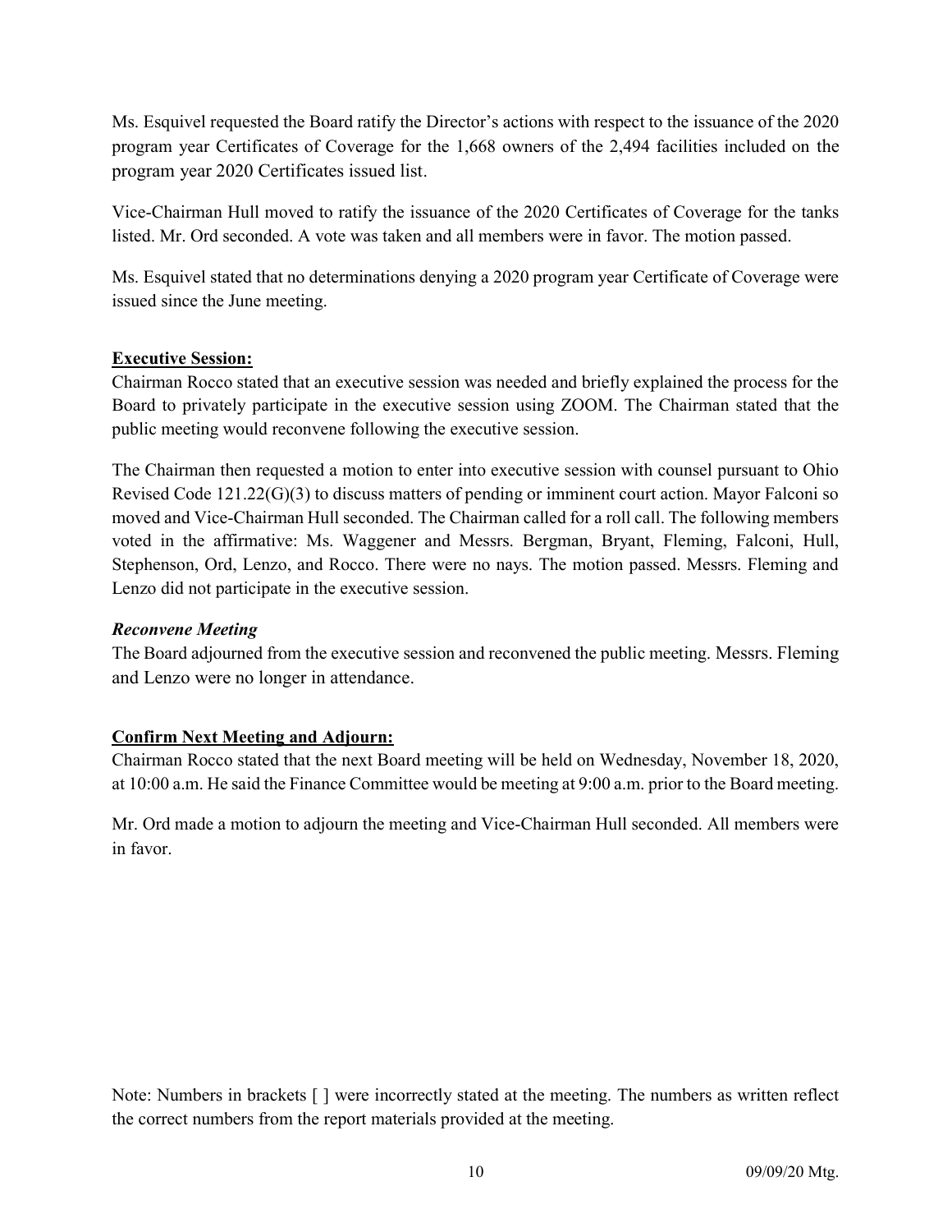Ms. Esquivel requested the Board ratify the Director's actions with respect to the issuance of the 2020 program year Certificates of Coverage for the 1,668 owners of the 2,494 facilities included on the program year 2020 Certificates issued list.

Vice-Chairman Hull moved to ratify the issuance of the 2020 Certificates of Coverage for the tanks listed. Mr. Ord seconded. A vote was taken and all members were in favor. The motion passed.

Ms. Esquivel stated that no determinations denying a 2020 program year Certificate of Coverage were issued since the June meeting.

## Executive Session:

Chairman Rocco stated that an executive session was needed and briefly explained the process for the Board to privately participate in the executive session using ZOOM. The Chairman stated that the public meeting would reconvene following the executive session.

The Chairman then requested a motion to enter into executive session with counsel pursuant to Ohio Revised Code 121.22(G)(3) to discuss matters of pending or imminent court action. Mayor Falconi so moved and Vice-Chairman Hull seconded. The Chairman called for a roll call. The following members voted in the affirmative: Ms. Waggener and Messrs. Bergman, Bryant, Fleming, Falconi, Hull, Stephenson, Ord, Lenzo, and Rocco. There were no nays. The motion passed. Messrs. Fleming and Lenzo did not participate in the executive session.

### *Reconvene Meeting*

The Board adjourned from the executive session and reconvened the public meeting. Messrs. Fleming and Lenzo were no longer in attendance.

## Confirm Next Meeting and Adjourn:

Chairman Rocco stated that the next Board meeting will be held on Wednesday, November 18, 2020, at 10:00 a.m. He said the Finance Committee would be meeting at 9:00 a.m. prior to the Board meeting.

Mr. Ord made a motion to adjourn the meeting and Vice-Chairman Hull seconded. All members were in favor.

Note: Numbers in brackets [ ] were incorrectly stated at the meeting. The numbers as written reflect the correct numbers from the report materials provided at the meeting.